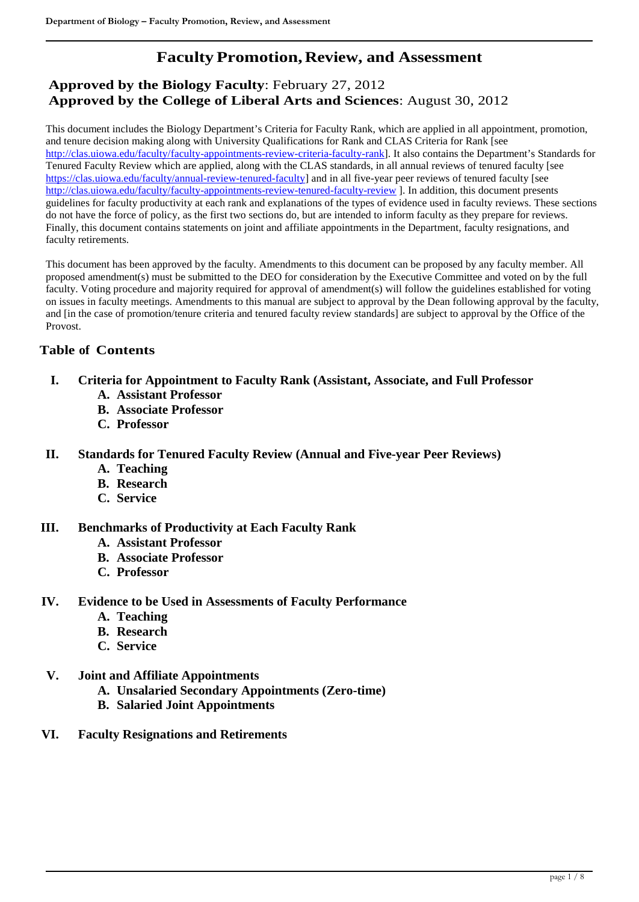# Faculty Promotion, Review, and Assessment

**Approved by the Biology Faculty**: February 27, 2012
**Approved by the College of Liberal Arts and Sciences**: August 30, 2012

This document includes the Biology Department's Criteria for Faculty Rank, which are applied in all appointment, promotion, and tenure decision making along with University Qualifications for Rank and CLAS Criteria for Rank [see http://clas.uiowa.edu/faculty/faculty-appointments-review-criteria-faculty-rank]. It also contains the Department's Standards for Tenured Faculty Review which are applied, along with the CLAS standards, in all annual reviews of tenured faculty [see https://clas.uiowa.edu/faculty/annual-review-tenured-faculty] and in all five-year peer reviews of tenured faculty [see http://clas.uiowa.edu/faculty/faculty-appointments-review-tenured-faculty-review ]. In addition, this document presents guidelines for faculty productivity at each rank and explanations of the types of evidence used in faculty reviews. These sections do not have the force of policy, as the first two sections do, but are intended to inform faculty as they prepare for reviews. Finally, this document contains statements on joint and affiliate appointments in the Department, faculty resignations, and faculty retirements.

This document has been approved by the faculty. Amendments to this document can be proposed by any faculty member. All proposed amendment(s) must be submitted to the DEO for consideration by the Executive Committee and voted on by the full faculty. Voting procedure and majority required for approval of amendment(s) will follow the guidelines established for voting on issues in faculty meetings. Amendments to this manual are subject to approval by the Dean following approval by the faculty, and [in the case of promotion/tenure criteria and tenured faculty review standards] are subject to approval by the Office of the Provost.

## Table of Contents

- **I. Criteria for Appointment to Faculty Rank (Assistant, Associate, and Full Professor**
  - **A. Assistant Professor**
  - **B. Associate Professor**
  - **C. Professor**
- **II. Standards for Tenured Faculty Review (Annual and Five-year Peer Reviews)**
  - **A. Teaching**
  - **B. Research**
  - **C. Service**
- **III. Benchmarks of Productivity at Each Faculty Rank**
  - **A. Assistant Professor**
  - **B. Associate Professor**
  - **C. Professor**
- **IV. Evidence to be Used in Assessments of Faculty Performance**
  - **A. Teaching**
  - **B. Research**
  - **C. Service**
- **V. Joint and Affiliate Appointments**
  - **A. Unsalaried Secondary Appointments (Zero-time)**
  - **B. Salaried Joint Appointments**
- **VI. Faculty Resignations and Retirements**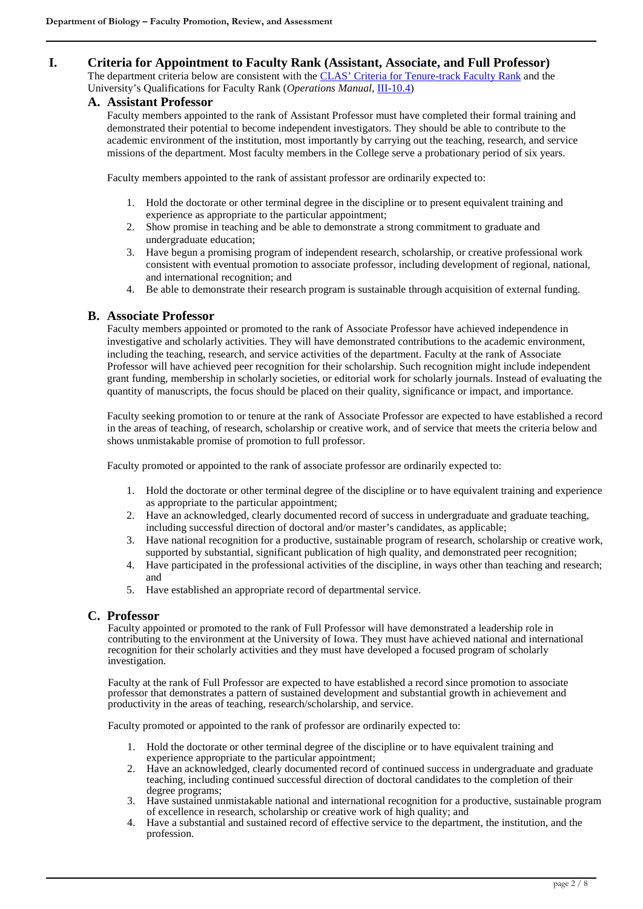# I. Criteria for Appointment to Faculty Rank (Assistant, Associate, and Full Professor)

The department criteria below are consistent with the CLAS' Criteria for Tenure-track Faculty Rank and the University's Qualifications for Faculty Rank (*Operations Manual*, III-10.4)

## A. Assistant Professor

Faculty members appointed to the rank of Assistant Professor must have completed their formal training and demonstrated their potential to become independent investigators. They should be able to contribute to the academic environment of the institution, most importantly by carrying out the teaching, research, and service missions of the department. Most faculty members in the College serve a probationary period of six years.

Faculty members appointed to the rank of assistant professor are ordinarily expected to:

1. Hold the doctorate or other terminal degree in the discipline or to present equivalent training and experience as appropriate to the particular appointment;
2. Show promise in teaching and be able to demonstrate a strong commitment to graduate and undergraduate education;
3. Have begun a promising program of independent research, scholarship, or creative professional work consistent with eventual promotion to associate professor, including development of regional, national, and international recognition; and
4. Be able to demonstrate their research program is sustainable through acquisition of external funding.

## B. Associate Professor

Faculty members appointed or promoted to the rank of Associate Professor have achieved independence in investigative and scholarly activities. They will have demonstrated contributions to the academic environment, including the teaching, research, and service activities of the department. Faculty at the rank of Associate Professor will have achieved peer recognition for their scholarship. Such recognition might include independent grant funding, membership in scholarly societies, or editorial work for scholarly journals. Instead of evaluating the quantity of manuscripts, the focus should be placed on their quality, significance or impact, and importance.

Faculty seeking promotion to or tenure at the rank of Associate Professor are expected to have established a record in the areas of teaching, of research, scholarship or creative work, and of service that meets the criteria below and shows unmistakable promise of promotion to full professor.

Faculty promoted or appointed to the rank of associate professor are ordinarily expected to:

1. Hold the doctorate or other terminal degree of the discipline or to have equivalent training and experience as appropriate to the particular appointment;
2. Have an acknowledged, clearly documented record of success in undergraduate and graduate teaching, including successful direction of doctoral and/or master's candidates, as applicable;
3. Have national recognition for a productive, sustainable program of research, scholarship or creative work, supported by substantial, significant publication of high quality, and demonstrated peer recognition;
4. Have participated in the professional activities of the discipline, in ways other than teaching and research; and
5. Have established an appropriate record of departmental service.

## C. Professor

Faculty appointed or promoted to the rank of Full Professor will have demonstrated a leadership role in contributing to the environment at the University of Iowa. They must have achieved national and international recognition for their scholarly activities and they must have developed a focused program of scholarly investigation.

Faculty at the rank of Full Professor are expected to have established a record since promotion to associate professor that demonstrates a pattern of sustained development and substantial growth in achievement and productivity in the areas of teaching, research/scholarship, and service.

Faculty promoted or appointed to the rank of professor are ordinarily expected to:

1. Hold the doctorate or other terminal degree of the discipline or to have equivalent training and experience appropriate to the particular appointment;
2. Have an acknowledged, clearly documented record of continued success in undergraduate and graduate teaching, including continued successful direction of doctoral candidates to the completion of their degree programs;
3. Have sustained unmistakable national and international recognition for a productive, sustainable program of excellence in research, scholarship or creative work of high quality; and
4. Have a substantial and sustained record of effective service to the department, the institution, and the profession.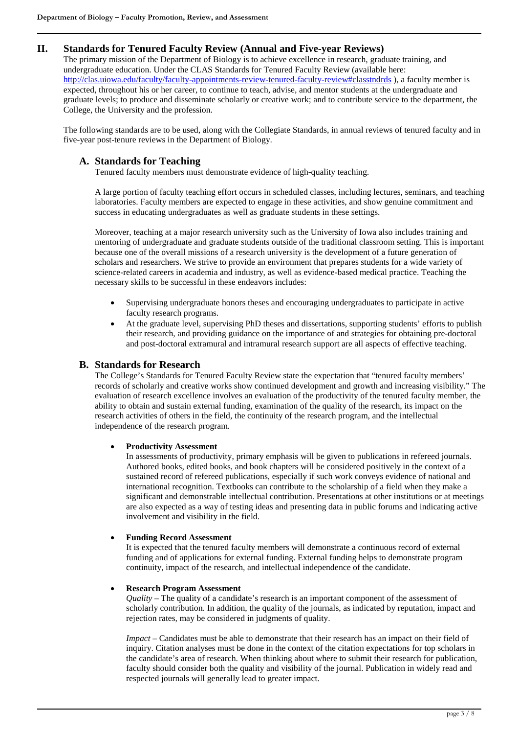## II. Standards for Tenured Faculty Review (Annual and Five-year Reviews)

The primary mission of the Department of Biology is to achieve excellence in research, graduate training, and undergraduate education. Under the CLAS Standards for Tenured Faculty Review (available here: http://clas.uiowa.edu/faculty/faculty-appointments-review-tenured-faculty-review#classtndrds ), a faculty member is expected, throughout his or her career, to continue to teach, advise, and mentor students at the undergraduate and graduate levels; to produce and disseminate scholarly or creative work; and to contribute service to the department, the College, the University and the profession.

The following standards are to be used, along with the Collegiate Standards, in annual reviews of tenured faculty and in five-year post-tenure reviews in the Department of Biology.

### A. Standards for Teaching

Tenured faculty members must demonstrate evidence of high-quality teaching.

A large portion of faculty teaching effort occurs in scheduled classes, including lectures, seminars, and teaching laboratories. Faculty members are expected to engage in these activities, and show genuine commitment and success in educating undergraduates as well as graduate students in these settings.

Moreover, teaching at a major research university such as the University of Iowa also includes training and mentoring of undergraduate and graduate students outside of the traditional classroom setting. This is important because one of the overall missions of a research university is the development of a future generation of scholars and researchers. We strive to provide an environment that prepares students for a wide variety of science-related careers in academia and industry, as well as evidence-based medical practice. Teaching the necessary skills to be successful in these endeavors includes:

- Supervising undergraduate honors theses and encouraging undergraduates to participate in active faculty research programs.
- At the graduate level, supervising PhD theses and dissertations, supporting students' efforts to publish their research, and providing guidance on the importance of and strategies for obtaining pre-doctoral and post-doctoral extramural and intramural research support are all aspects of effective teaching.

### B. Standards for Research

The College's Standards for Tenured Faculty Review state the expectation that "tenured faculty members' records of scholarly and creative works show continued development and growth and increasing visibility." The evaluation of research excellence involves an evaluation of the productivity of the tenured faculty member, the ability to obtain and sustain external funding, examination of the quality of the research, its impact on the research activities of others in the field, the continuity of the research program, and the intellectual independence of the research program.

- **Productivity Assessment**

  In assessments of productivity, primary emphasis will be given to publications in refereed journals. Authored books, edited books, and book chapters will be considered positively in the context of a sustained record of refereed publications, especially if such work conveys evidence of national and international recognition. Textbooks can contribute to the scholarship of a field when they make a significant and demonstrable intellectual contribution. Presentations at other institutions or at meetings are also expected as a way of testing ideas and presenting data in public forums and indicating active involvement and visibility in the field.

- **Funding Record Assessment**

  It is expected that the tenured faculty members will demonstrate a continuous record of external funding and of applications for external funding. External funding helps to demonstrate program continuity, impact of the research, and intellectual independence of the candidate.

- **Research Program Assessment**

  *Quality* – The quality of a candidate's research is an important component of the assessment of scholarly contribution. In addition, the quality of the journals, as indicated by reputation, impact and rejection rates, may be considered in judgments of quality.

  *Impact* – Candidates must be able to demonstrate that their research has an impact on their field of inquiry. Citation analyses must be done in the context of the citation expectations for top scholars in the candidate's area of research. When thinking about where to submit their research for publication, faculty should consider both the quality and visibility of the journal. Publication in widely read and respected journals will generally lead to greater impact.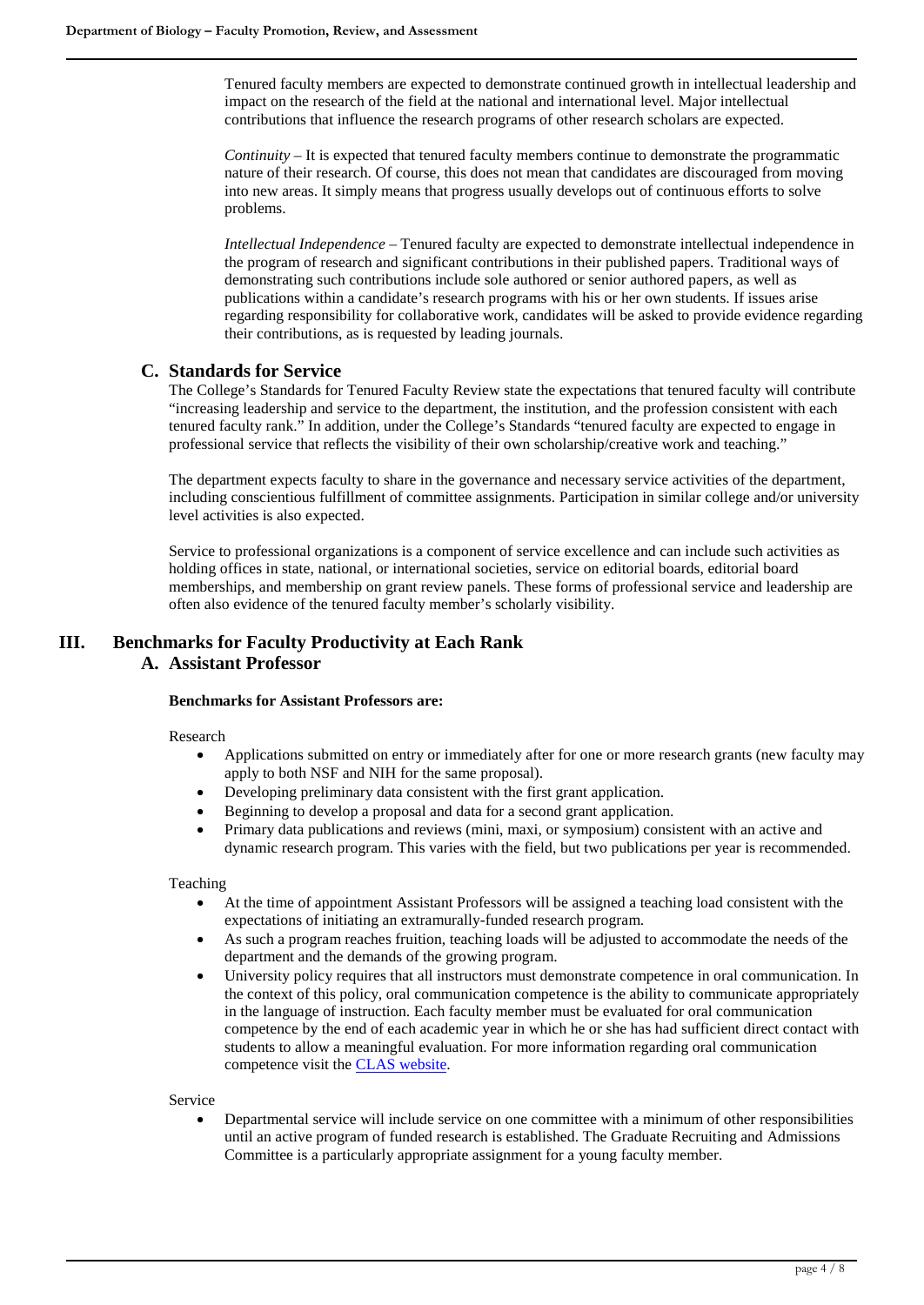Tenured faculty members are expected to demonstrate continued growth in intellectual leadership and impact on the research of the field at the national and international level. Major intellectual contributions that influence the research programs of other research scholars are expected.

*Continuity* – It is expected that tenured faculty members continue to demonstrate the programmatic nature of their research. Of course, this does not mean that candidates are discouraged from moving into new areas. It simply means that progress usually develops out of continuous efforts to solve problems.

*Intellectual Independence* – Tenured faculty are expected to demonstrate intellectual independence in the program of research and significant contributions in their published papers. Traditional ways of demonstrating such contributions include sole authored or senior authored papers, as well as publications within a candidate's research programs with his or her own students. If issues arise regarding responsibility for collaborative work, candidates will be asked to provide evidence regarding their contributions, as is requested by leading journals.

### C. Standards for Service

The College's Standards for Tenured Faculty Review state the expectations that tenured faculty will contribute "increasing leadership and service to the department, the institution, and the profession consistent with each tenured faculty rank." In addition, under the College's Standards "tenured faculty are expected to engage in professional service that reflects the visibility of their own scholarship/creative work and teaching."

The department expects faculty to share in the governance and necessary service activities of the department, including conscientious fulfillment of committee assignments. Participation in similar college and/or university level activities is also expected.

Service to professional organizations is a component of service excellence and can include such activities as holding offices in state, national, or international societies, service on editorial boards, editorial board memberships, and membership on grant review panels. These forms of professional service and leadership are often also evidence of the tenured faculty member's scholarly visibility.

## III. Benchmarks for Faculty Productivity at Each Rank

### A. Assistant Professor

**Benchmarks for Assistant Professors are:**

Research

- Applications submitted on entry or immediately after for one or more research grants (new faculty may apply to both NSF and NIH for the same proposal).
- Developing preliminary data consistent with the first grant application.
- Beginning to develop a proposal and data for a second grant application.
- Primary data publications and reviews (mini, maxi, or symposium) consistent with an active and dynamic research program. This varies with the field, but two publications per year is recommended.

Teaching

- At the time of appointment Assistant Professors will be assigned a teaching load consistent with the expectations of initiating an extramurally-funded research program.
- As such a program reaches fruition, teaching loads will be adjusted to accommodate the needs of the department and the demands of the growing program.
- University policy requires that all instructors must demonstrate competence in oral communication. In the context of this policy, oral communication competence is the ability to communicate appropriately in the language of instruction. Each faculty member must be evaluated for oral communication competence by the end of each academic year in which he or she has had sufficient direct contact with students to allow a meaningful evaluation. For more information regarding oral communication competence visit the CLAS website.

Service

- Departmental service will include service on one committee with a minimum of other responsibilities until an active program of funded research is established. The Graduate Recruiting and Admissions Committee is a particularly appropriate assignment for a young faculty member.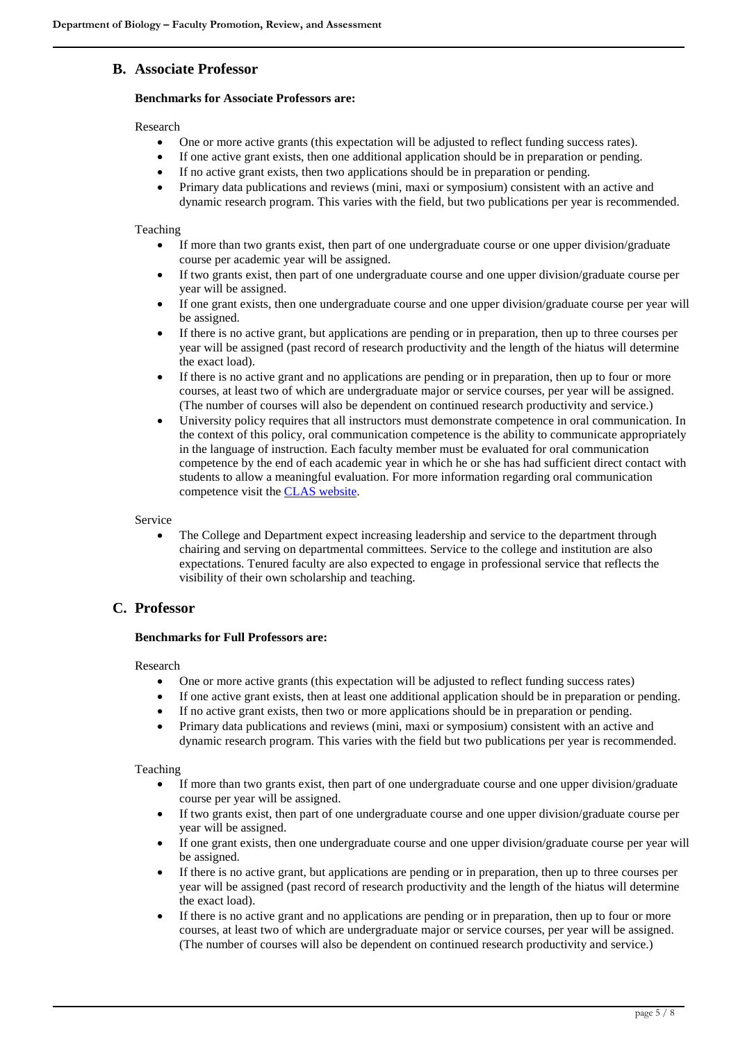## B. Associate Professor

**Benchmarks for Associate Professors are:**

Research

- One or more active grants (this expectation will be adjusted to reflect funding success rates).
- If one active grant exists, then one additional application should be in preparation or pending.
- If no active grant exists, then two applications should be in preparation or pending.
- Primary data publications and reviews (mini, maxi or symposium) consistent with an active and dynamic research program. This varies with the field, but two publications per year is recommended.

Teaching

- If more than two grants exist, then part of one undergraduate course or one upper division/graduate course per academic year will be assigned.
- If two grants exist, then part of one undergraduate course and one upper division/graduate course per year will be assigned.
- If one grant exists, then one undergraduate course and one upper division/graduate course per year will be assigned.
- If there is no active grant, but applications are pending or in preparation, then up to three courses per year will be assigned (past record of research productivity and the length of the hiatus will determine the exact load).
- If there is no active grant and no applications are pending or in preparation, then up to four or more courses, at least two of which are undergraduate major or service courses, per year will be assigned. (The number of courses will also be dependent on continued research productivity and service.)
- University policy requires that all instructors must demonstrate competence in oral communication. In the context of this policy, oral communication competence is the ability to communicate appropriately in the language of instruction. Each faculty member must be evaluated for oral communication competence by the end of each academic year in which he or she has had sufficient direct contact with students to allow a meaningful evaluation. For more information regarding oral communication competence visit the CLAS website.

Service

- The College and Department expect increasing leadership and service to the department through chairing and serving on departmental committees. Service to the college and institution are also expectations. Tenured faculty are also expected to engage in professional service that reflects the visibility of their own scholarship and teaching.

## C. Professor

**Benchmarks for Full Professors are:**

Research

- One or more active grants (this expectation will be adjusted to reflect funding success rates)
- If one active grant exists, then at least one additional application should be in preparation or pending.
- If no active grant exists, then two or more applications should be in preparation or pending.
- Primary data publications and reviews (mini, maxi or symposium) consistent with an active and dynamic research program. This varies with the field but two publications per year is recommended.

Teaching

- If more than two grants exist, then part of one undergraduate course and one upper division/graduate course per year will be assigned.
- If two grants exist, then part of one undergraduate course and one upper division/graduate course per year will be assigned.
- If one grant exists, then one undergraduate course and one upper division/graduate course per year will be assigned.
- If there is no active grant, but applications are pending or in preparation, then up to three courses per year will be assigned (past record of research productivity and the length of the hiatus will determine the exact load).
- If there is no active grant and no applications are pending or in preparation, then up to four or more courses, at least two of which are undergraduate major or service courses, per year will be assigned. (The number of courses will also be dependent on continued research productivity and service.)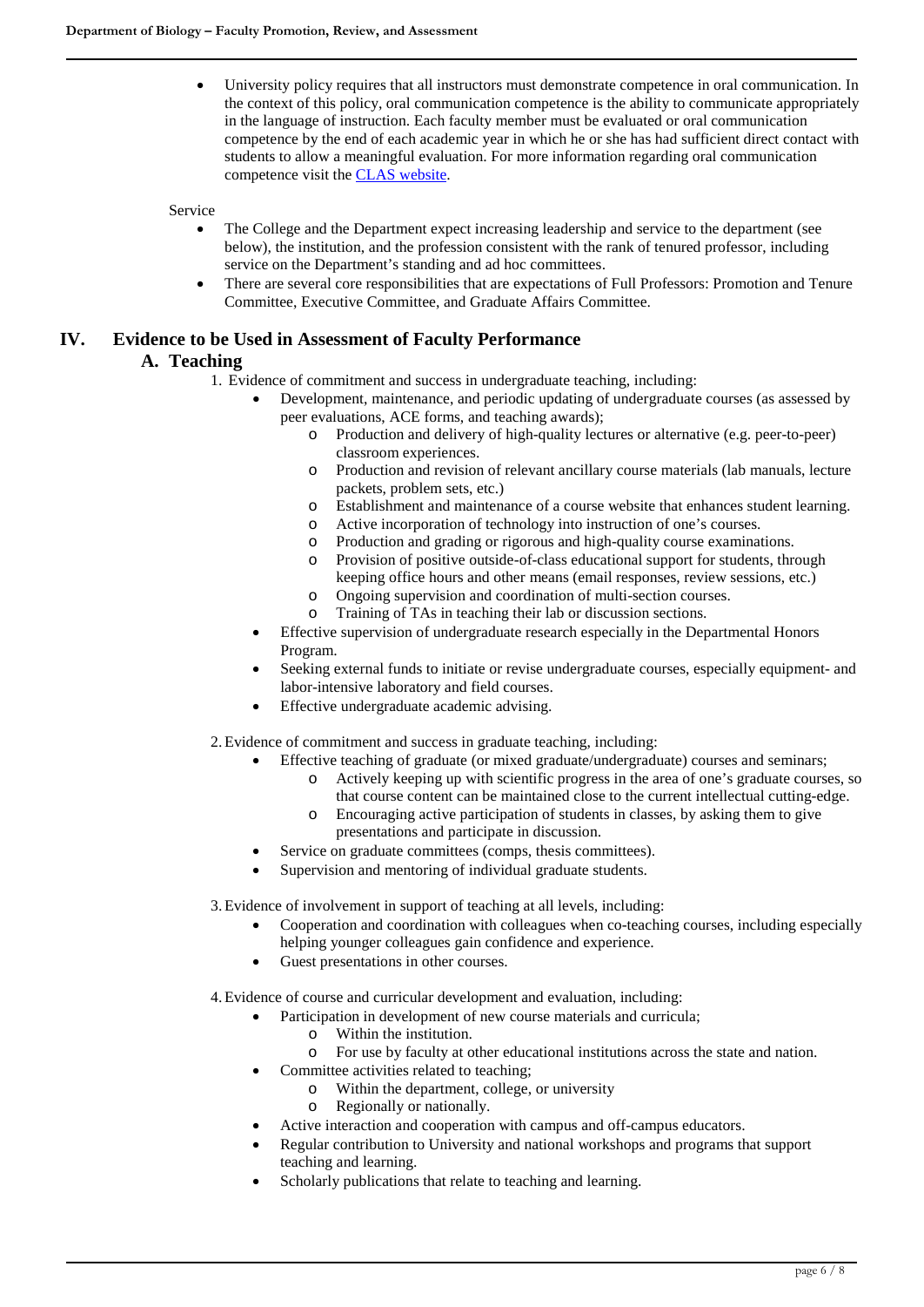- University policy requires that all instructors must demonstrate competence in oral communication. In the context of this policy, oral communication competence is the ability to communicate appropriately in the language of instruction. Each faculty member must be evaluated or oral communication competence by the end of each academic year in which he or she has had sufficient direct contact with students to allow a meaningful evaluation. For more information regarding oral communication competence visit the [CLAS website](CLAS website).

Service

- The College and the Department expect increasing leadership and service to the department (see below), the institution, and the profession consistent with the rank of tenured professor, including service on the Department's standing and ad hoc committees.
- There are several core responsibilities that are expectations of Full Professors: Promotion and Tenure Committee, Executive Committee, and Graduate Affairs Committee.

# IV. Evidence to be Used in Assessment of Faculty Performance

## A. Teaching

1. Evidence of commitment and success in undergraduate teaching, including:
   - Development, maintenance, and periodic updating of undergraduate courses (as assessed by peer evaluations, ACE forms, and teaching awards);
     - Production and delivery of high-quality lectures or alternative (e.g. peer-to-peer) classroom experiences.
     - Production and revision of relevant ancillary course materials (lab manuals, lecture packets, problem sets, etc.)
     - Establishment and maintenance of a course website that enhances student learning.
     - Active incorporation of technology into instruction of one's courses.
     - Production and grading or rigorous and high-quality course examinations.
     - Provision of positive outside-of-class educational support for students, through keeping office hours and other means (email responses, review sessions, etc.)
     - Ongoing supervision and coordination of multi-section courses.
     - Training of TAs in teaching their lab or discussion sections.
   - Effective supervision of undergraduate research especially in the Departmental Honors Program.
   - Seeking external funds to initiate or revise undergraduate courses, especially equipment- and labor-intensive laboratory and field courses.
   - Effective undergraduate academic advising.

2. Evidence of commitment and success in graduate teaching, including:
   - Effective teaching of graduate (or mixed graduate/undergraduate) courses and seminars;
     - Actively keeping up with scientific progress in the area of one's graduate courses, so that course content can be maintained close to the current intellectual cutting-edge.
     - Encouraging active participation of students in classes, by asking them to give presentations and participate in discussion.
   - Service on graduate committees (comps, thesis committees).
   - Supervision and mentoring of individual graduate students.

3. Evidence of involvement in support of teaching at all levels, including:
   - Cooperation and coordination with colleagues when co-teaching courses, including especially helping younger colleagues gain confidence and experience.
   - Guest presentations in other courses.

4. Evidence of course and curricular development and evaluation, including:
   - Participation in development of new course materials and curricula;
     - Within the institution.
     - For use by faculty at other educational institutions across the state and nation.
   - Committee activities related to teaching;
     - Within the department, college, or university
     - Regionally or nationally.
   - Active interaction and cooperation with campus and off-campus educators.
   - Regular contribution to University and national workshops and programs that support teaching and learning.
   - Scholarly publications that relate to teaching and learning.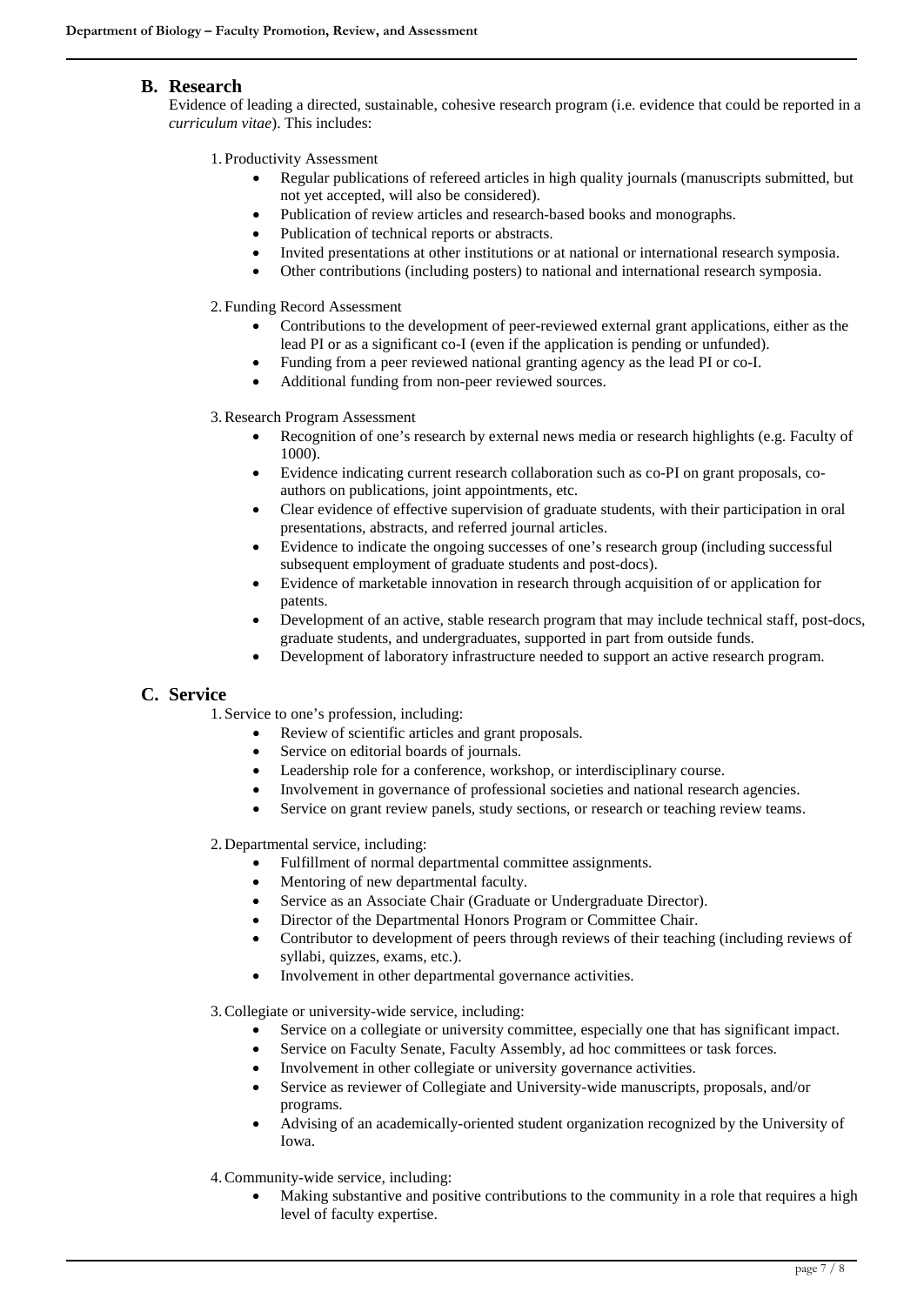## B. Research

Evidence of leading a directed, sustainable, cohesive research program (i.e. evidence that could be reported in a *curriculum vitae*). This includes:

1. Productivity Assessment
    - Regular publications of refereed articles in high quality journals (manuscripts submitted, but not yet accepted, will also be considered).
    - Publication of review articles and research-based books and monographs.
    - Publication of technical reports or abstracts.
    - Invited presentations at other institutions or at national or international research symposia.
    - Other contributions (including posters) to national and international research symposia.

2. Funding Record Assessment
    - Contributions to the development of peer-reviewed external grant applications, either as the lead PI or as a significant co-I (even if the application is pending or unfunded).
    - Funding from a peer reviewed national granting agency as the lead PI or co-I.
    - Additional funding from non-peer reviewed sources.

3. Research Program Assessment
    - Recognition of one's research by external news media or research highlights (e.g. Faculty of 1000).
    - Evidence indicating current research collaboration such as co-PI on grant proposals, co-authors on publications, joint appointments, etc.
    - Clear evidence of effective supervision of graduate students, with their participation in oral presentations, abstracts, and referred journal articles.
    - Evidence to indicate the ongoing successes of one's research group (including successful subsequent employment of graduate students and post-docs).
    - Evidence of marketable innovation in research through acquisition of or application for patents.
    - Development of an active, stable research program that may include technical staff, post-docs, graduate students, and undergraduates, supported in part from outside funds.
    - Development of laboratory infrastructure needed to support an active research program.

## C. Service

1. Service to one's profession, including:
    - Review of scientific articles and grant proposals.
    - Service on editorial boards of journals.
    - Leadership role for a conference, workshop, or interdisciplinary course.
    - Involvement in governance of professional societies and national research agencies.
    - Service on grant review panels, study sections, or research or teaching review teams.

2. Departmental service, including:
    - Fulfillment of normal departmental committee assignments.
    - Mentoring of new departmental faculty.
    - Service as an Associate Chair (Graduate or Undergraduate Director).
    - Director of the Departmental Honors Program or Committee Chair.
    - Contributor to development of peers through reviews of their teaching (including reviews of syllabi, quizzes, exams, etc.).
    - Involvement in other departmental governance activities.

3. Collegiate or university-wide service, including:
    - Service on a collegiate or university committee, especially one that has significant impact.
    - Service on Faculty Senate, Faculty Assembly, ad hoc committees or task forces.
    - Involvement in other collegiate or university governance activities.
    - Service as reviewer of Collegiate and University-wide manuscripts, proposals, and/or programs.
    - Advising of an academically-oriented student organization recognized by the University of Iowa.

4. Community-wide service, including:
    - Making substantive and positive contributions to the community in a role that requires a high level of faculty expertise.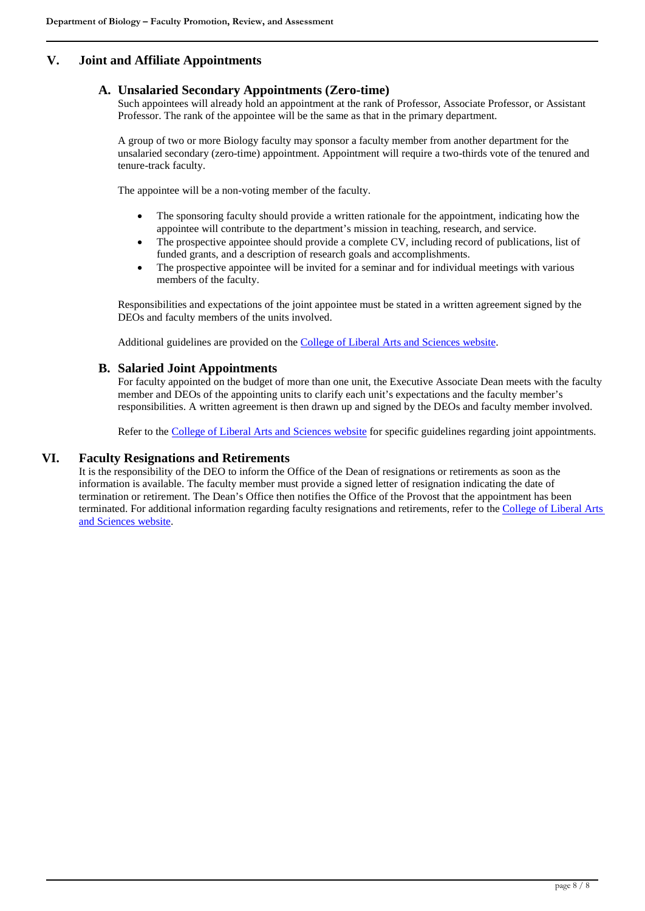## V. Joint and Affiliate Appointments

### A. Unsalaried Secondary Appointments (Zero-time)

Such appointees will already hold an appointment at the rank of Professor, Associate Professor, or Assistant Professor. The rank of the appointee will be the same as that in the primary department.

A group of two or more Biology faculty may sponsor a faculty member from another department for the unsalaried secondary (zero-time) appointment. Appointment will require a two-thirds vote of the tenured and tenure-track faculty.

The appointee will be a non-voting member of the faculty.

- The sponsoring faculty should provide a written rationale for the appointment, indicating how the appointee will contribute to the department's mission in teaching, research, and service.
- The prospective appointee should provide a complete CV, including record of publications, list of funded grants, and a description of research goals and accomplishments.
- The prospective appointee will be invited for a seminar and for individual meetings with various members of the faculty.

Responsibilities and expectations of the joint appointee must be stated in a written agreement signed by the DEOs and faculty members of the units involved.

Additional guidelines are provided on the College of Liberal Arts and Sciences website.

### B. Salaried Joint Appointments

For faculty appointed on the budget of more than one unit, the Executive Associate Dean meets with the faculty member and DEOs of the appointing units to clarify each unit's expectations and the faculty member's responsibilities. A written agreement is then drawn up and signed by the DEOs and faculty member involved.

Refer to the College of Liberal Arts and Sciences website for specific guidelines regarding joint appointments.

## VI. Faculty Resignations and Retirements

It is the responsibility of the DEO to inform the Office of the Dean of resignations or retirements as soon as the information is available. The faculty member must provide a signed letter of resignation indicating the date of termination or retirement. The Dean's Office then notifies the Office of the Provost that the appointment has been terminated. For additional information regarding faculty resignations and retirements, refer to the College of Liberal Arts and Sciences website.